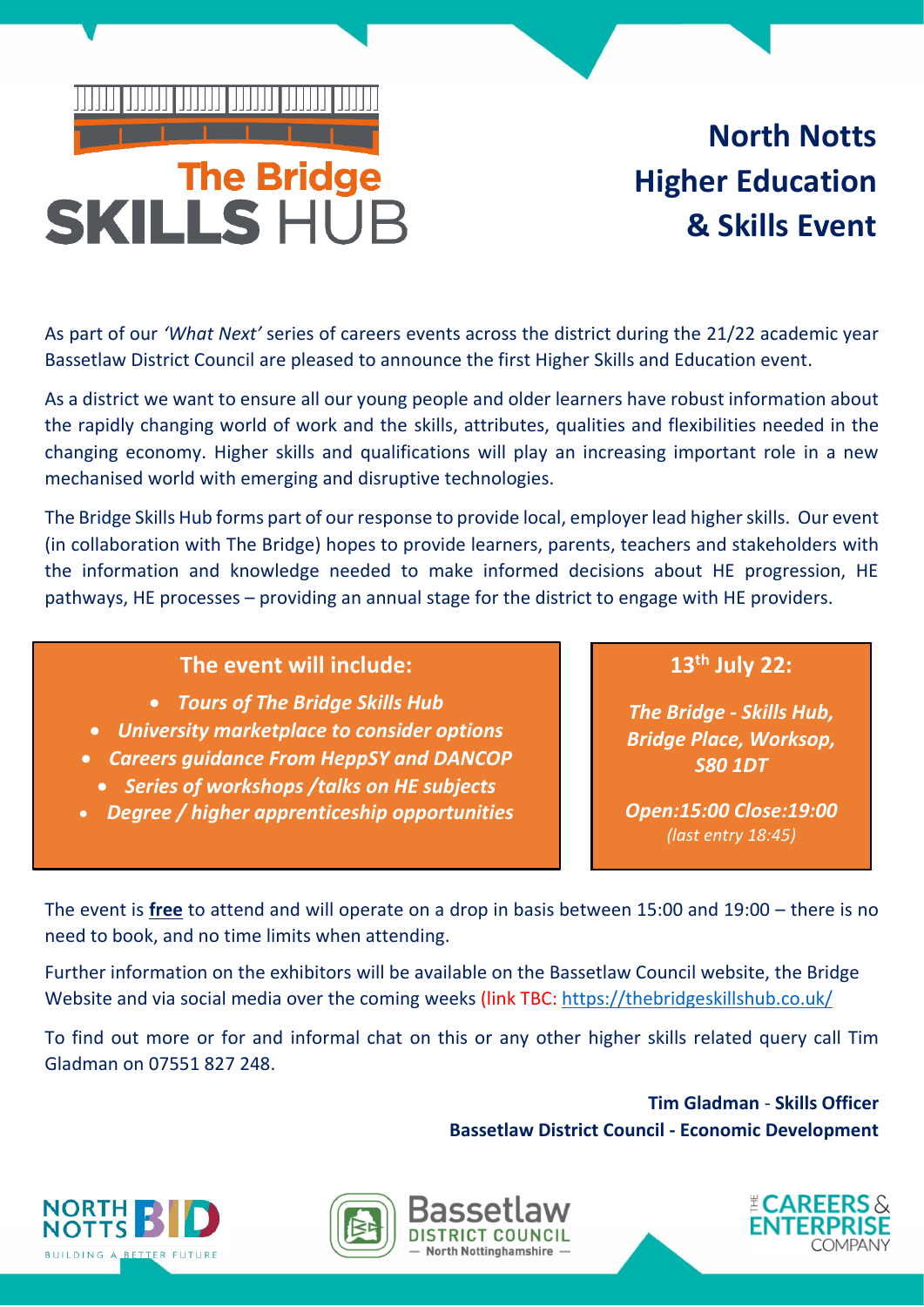The Bridge
SKILLS HUB

# North Notts Higher Education & Skills Event

As part of our *'What Next'* series of careers events across the district during the 21/22 academic year Bassetlaw District Council are pleased to announce the first Higher Skills and Education event.

As a district we want to ensure all our young people and older learners have robust information about the rapidly changing world of work and the skills, attributes, qualities and flexibilities needed in the changing economy. Higher skills and qualifications will play an increasing important role in a new mechanised world with emerging and disruptive technologies.

The Bridge Skills Hub forms part of our response to provide local, employer lead higher skills. Our event (in collaboration with The Bridge) hopes to provide learners, parents, teachers and stakeholders with the information and knowledge needed to make informed decisions about HE progression, HE pathways, HE processes – providing an annual stage for the district to engage with HE providers.

**The event will include:**

- ***Tours of The Bridge Skills Hub***
- ***University marketplace to consider options***
- ***Careers guidance From HeppSY and DANCOP***
- ***Series of workshops /talks on HE subjects***
- ***Degree / higher apprenticeship opportunities***

**13th July 22:**

***The Bridge - Skills Hub, Bridge Place, Worksop, S80 1DT***

***Open:15:00 Close:19:00***
*(last entry 18:45)*

The event is **free** to attend and will operate on a drop in basis between 15:00 and 19:00 – there is no need to book, and no time limits when attending.

Further information on the exhibitors will be available on the Bassetlaw Council website, the Bridge Website and via social media over the coming weeks (link TBC: https://thebridgeskillshub.co.uk/

To find out more or for and informal chat on this or any other higher skills related query call Tim Gladman on 07551 827 248.

**Tim Gladman** - **Skills Officer**
**Bassetlaw District Council - Economic Development**

NORTH NOTTS BID — BUILDING A BETTER FUTURE

Bassetlaw DISTRICT COUNCIL — North Nottinghamshire —

THE CAREERS & ENTERPRISE COMPANY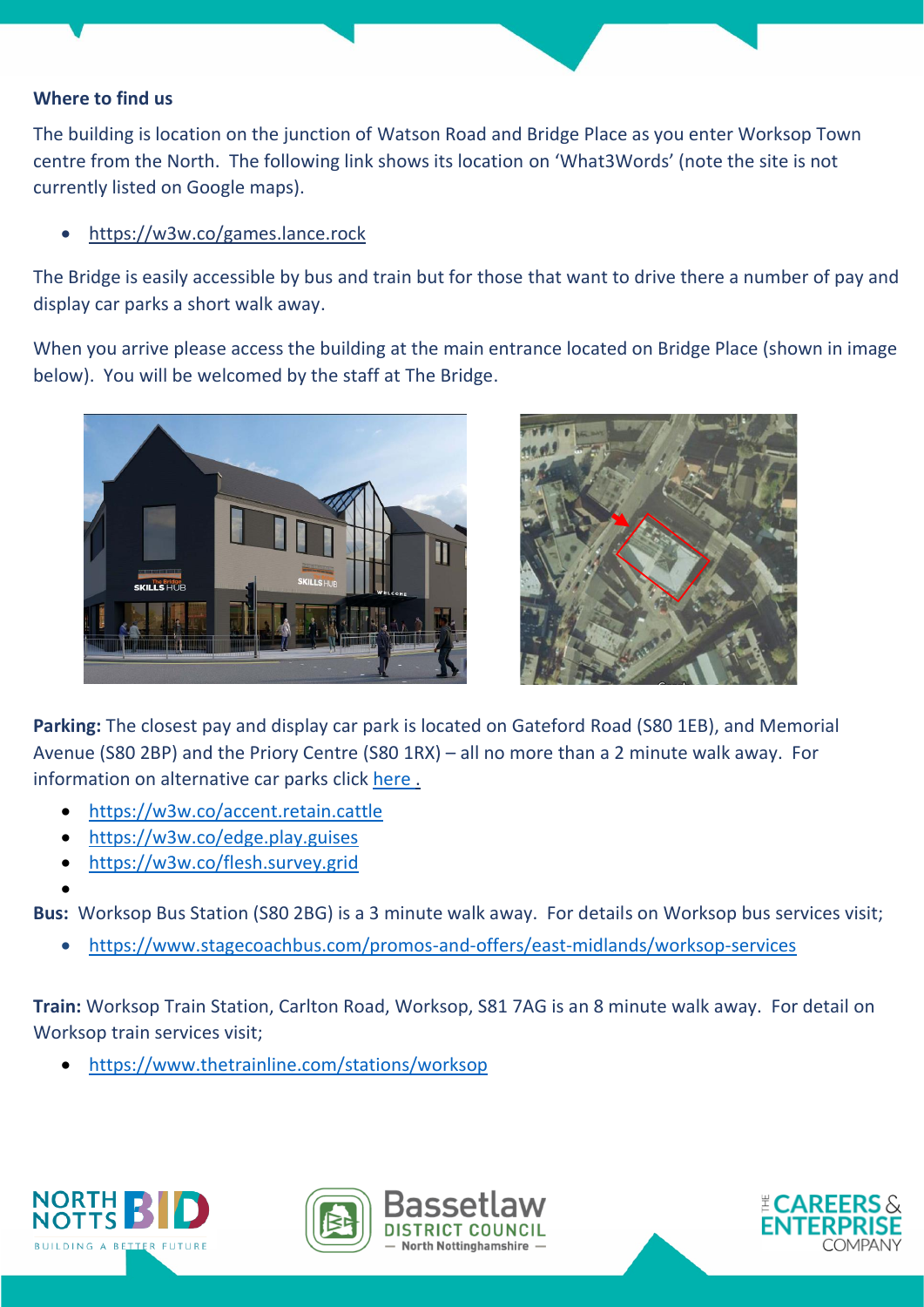## Where to find us

The building is location on the junction of Watson Road and Bridge Place as you enter Worksop Town centre from the North. The following link shows its location on 'What3Words' (note the site is not currently listed on Google maps).

- https://w3w.co/games.lance.rock

The Bridge is easily accessible by bus and train but for those that want to drive there a number of pay and display car parks a short walk away.

When you arrive please access the building at the main entrance located on Bridge Place (shown in image below). You will be welcomed by the staff at The Bridge.

**Parking:** The closest pay and display car park is located on Gateford Road (S80 1EB), and Memorial Avenue (S80 2BP) and the Priory Centre (S80 1RX) – all no more than a 2 minute walk away. For information on alternative car parks click here .

- https://w3w.co/accent.retain.cattle
- https://w3w.co/edge.play.guises
- https://w3w.co/flesh.survey.grid

**Bus:** Worksop Bus Station (S80 2BG) is a 3 minute walk away. For details on Worksop bus services visit;

- https://www.stagecoachbus.com/promos-and-offers/east-midlands/worksop-services

**Train:** Worksop Train Station, Carlton Road, Worksop, S81 7AG is an 8 minute walk away. For detail on Worksop train services visit;

- https://www.thetrainline.com/stations/worksop